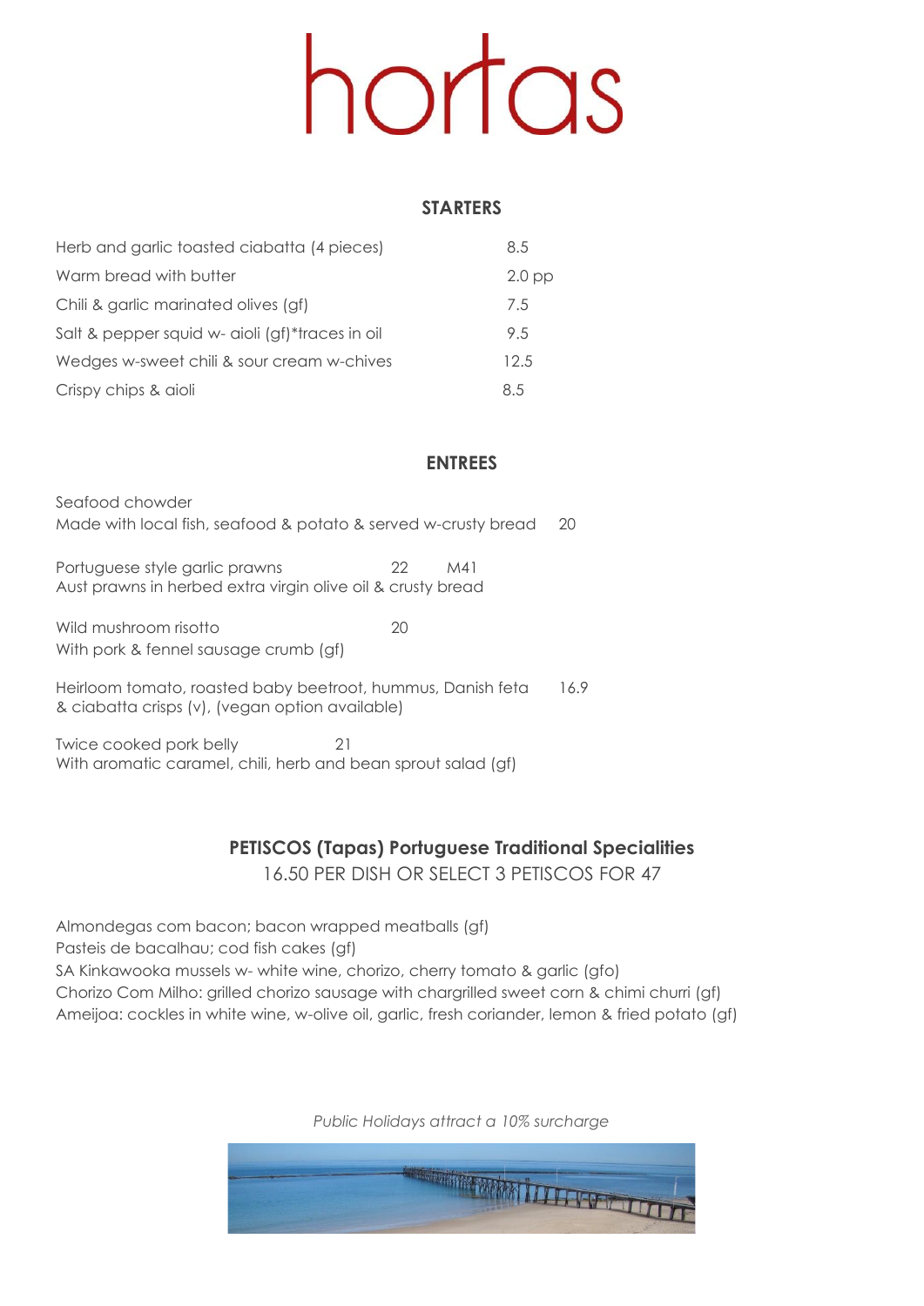# hortas

## STARTERS

| | |
|---|---|
| Herb and garlic toasted ciabatta (4 pieces) | 8.5 |
| Warm bread with butter | 2.0 pp |
| Chili & garlic marinated olives (gf) | 7.5 |
| Salt & pepper squid w- aioli (gf)*traces in oil | 9.5 |
| Wedges w-sweet chili & sour cream w-chives | 12.5 |
| Crispy chips & aioli | 8.5 |

## ENTREES

Seafood chowder
Made with local fish, seafood & potato & served w-crusty bread 20

Portuguese style garlic prawns 22 M41
Aust prawns in herbed extra virgin olive oil & crusty bread

Wild mushroom risotto 20
With pork & fennel sausage crumb (gf)

Heirloom tomato, roasted baby beetroot, hummus, Danish feta & ciabatta crisps (v), (vegan option available) 16.9

Twice cooked pork belly 21
With aromatic caramel, chili, herb and bean sprout salad (gf)

## PETISCOS (Tapas) Portuguese Traditional Specialities

16.50 PER DISH OR SELECT 3 PETISCOS FOR 47

Almondegas com bacon; bacon wrapped meatballs (gf)
Pasteis de bacalhau; cod fish cakes (gf)
SA Kinkawooka mussels w- white wine, chorizo, cherry tomato & garlic (gfo)
Chorizo Com Milho: grilled chorizo sausage with chargrilled sweet corn & chimi churri (gf)
Ameijoa: cockles in white wine, w-olive oil, garlic, fresh coriander, lemon & fried potato (gf)

*Public Holidays attract a 10% surcharge*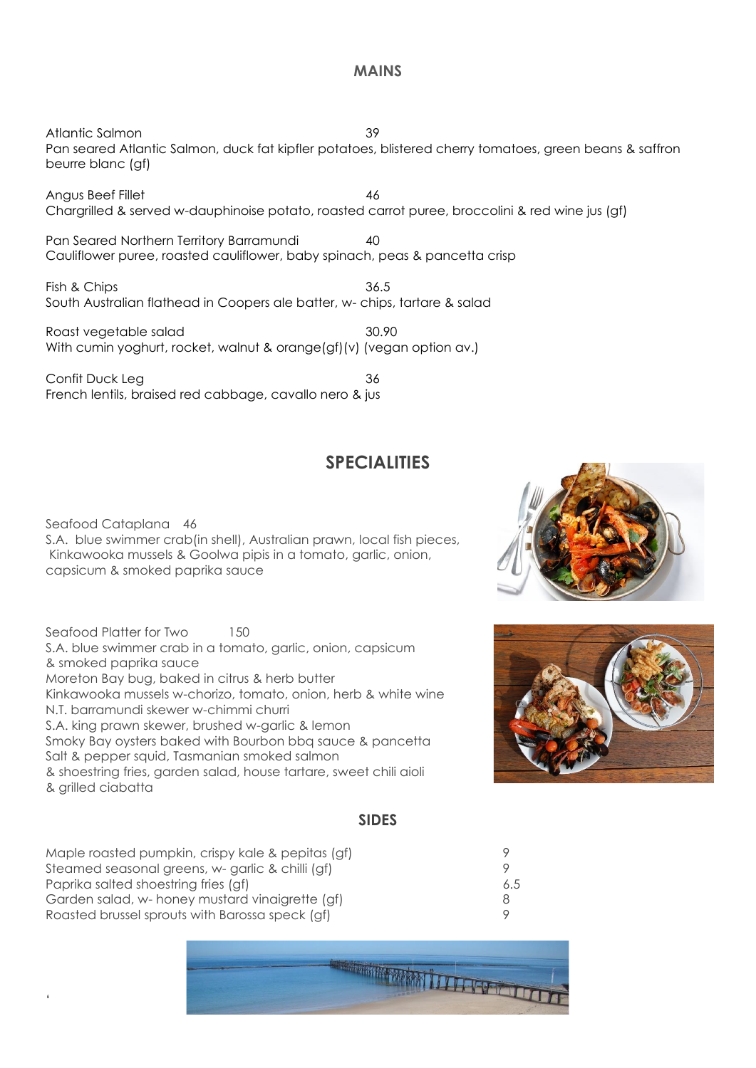## MAINS

Atlantic Salmon 39
Pan seared Atlantic Salmon, duck fat kipfler potatoes, blistered cherry tomatoes, green beans & saffron beurre blanc (gf)

Angus Beef Fillet 46
Chargrilled & served w-dauphinoise potato, roasted carrot puree, broccolini & red wine jus (gf)

Pan Seared Northern Territory Barramundi 40
Cauliflower puree, roasted cauliflower, baby spinach, peas & pancetta crisp

Fish & Chips 36.5
South Australian flathead in Coopers ale batter, w- chips, tartare & salad

Roast vegetable salad 30.90
With cumin yoghurt, rocket, walnut & orange(gf)(v) (vegan option av.)

Confit Duck Leg 36
French lentils, braised red cabbage, cavallo nero & jus

## SPECIALITIES

Seafood Cataplana 46
S.A. blue swimmer crab(in shell), Australian prawn, local fish pieces, Kinkawooka mussels & Goolwa pipis in a tomato, garlic, onion, capsicum & smoked paprika sauce

Seafood Platter for Two 150
S.A. blue swimmer crab in a tomato, garlic, onion, capsicum & smoked paprika sauce
Moreton Bay bug, baked in citrus & herb butter
Kinkawooka mussels w-chorizo, tomato, onion, herb & white wine
N.T. barramundi skewer w-chimmi churri
S.A. king prawn skewer, brushed w-garlic & lemon
Smoky Bay oysters baked with Bourbon bbq sauce & pancetta
Salt & pepper squid, Tasmanian smoked salmon
& shoestring fries, garden salad, house tartare, sweet chili aioli
& grilled ciabatta

## SIDES

| | |
|---|---|
| Maple roasted pumpkin, crispy kale & pepitas (gf) | 9 |
| Steamed seasonal greens, w- garlic & chilli (gf) | 9 |
| Paprika salted shoestring fries (gf) | 6.5 |
| Garden salad, w- honey mustard vinaigrette (gf) | 8 |
| Roasted brussel sprouts with Barossa speck (gf) | 9 |